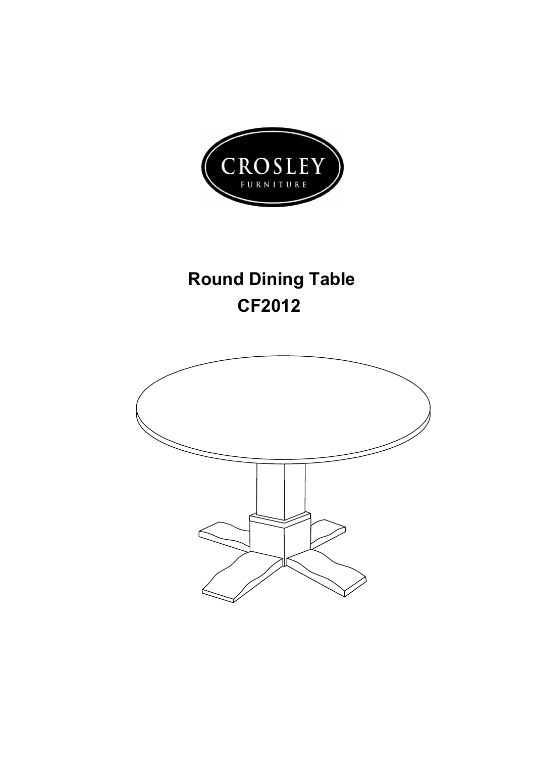CROSLEY
FURNITURE

# Round Dining Table
# CF2012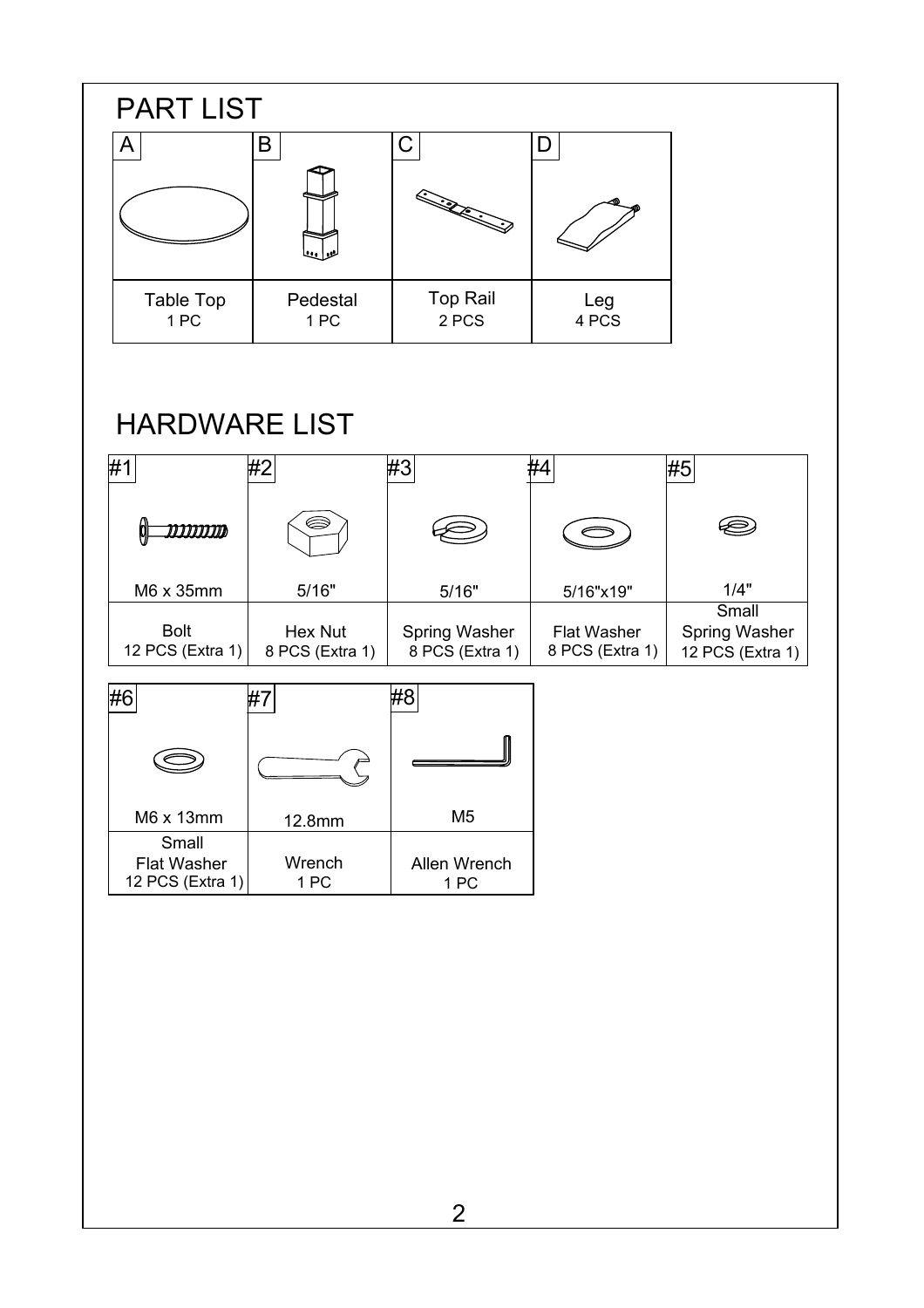# PART LIST

| A | B | C | D |
|---|---|---|---|
| Table Top<br>1 PC | Pedestal<br>1 PC | Top Rail<br>2 PCS | Leg<br>4 PCS |

# HARDWARE LIST

| #1 | #2 | #3 | #4 | #5 |
|---|---|---|---|---|
| M6 x 35mm | 5/16" | 5/16" | 5/16"x19" | 1/4" |
| Bolt<br>12 PCS (Extra 1) | Hex Nut<br>8 PCS (Extra 1) | Spring Washer<br>8 PCS (Extra 1) | Flat Washer<br>8 PCS (Extra 1) | Small<br>Spring Washer<br>12 PCS (Extra 1) |

| #6 | #7 | #8 |
|---|---|---|
| M6 x 13mm | 12.8mm | M5 |
| Small<br>Flat Washer<br>12 PCS (Extra 1) | Wrench<br>1 PC | Allen Wrench<br>1 PC |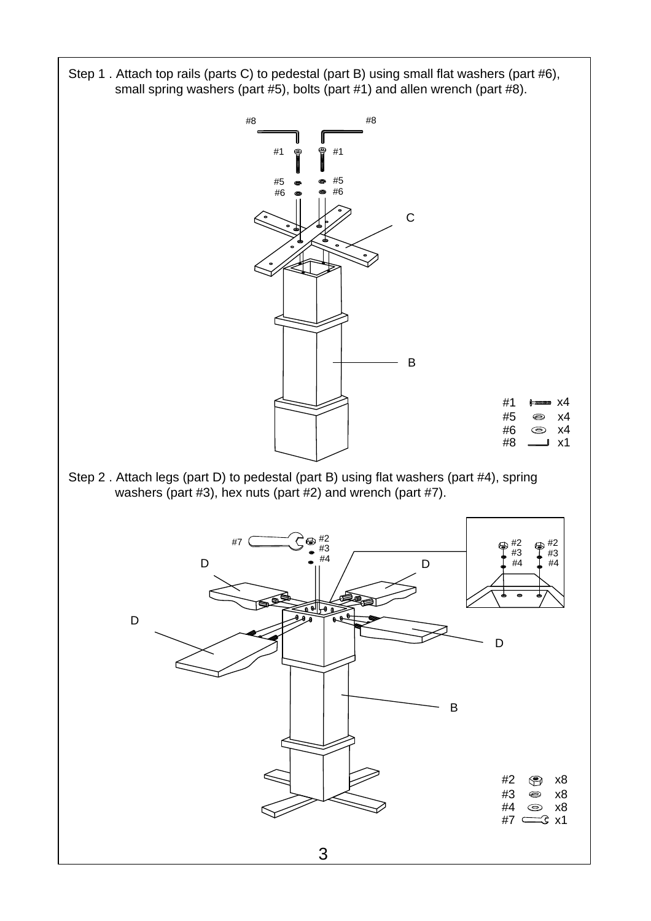Step 1 . Attach top rails (parts C) to pedestal (part B) using small flat washers (part #6), small spring washers (part #5), bolts (part #1) and allen wrench (part #8).

| Part | Qty |
|---|---|
| #1 | x4 |
| #5 | x4 |
| #6 | x4 |
| #8 | x1 |

Step 2 . Attach legs (part D) to pedestal (part B) using flat washers (part #4), spring washers (part #3), hex nuts (part #2) and wrench (part #7).

| Part | Qty |
|---|---|
| #2 | x8 |
| #3 | x8 |
| #4 | x8 |
| #7 | x1 |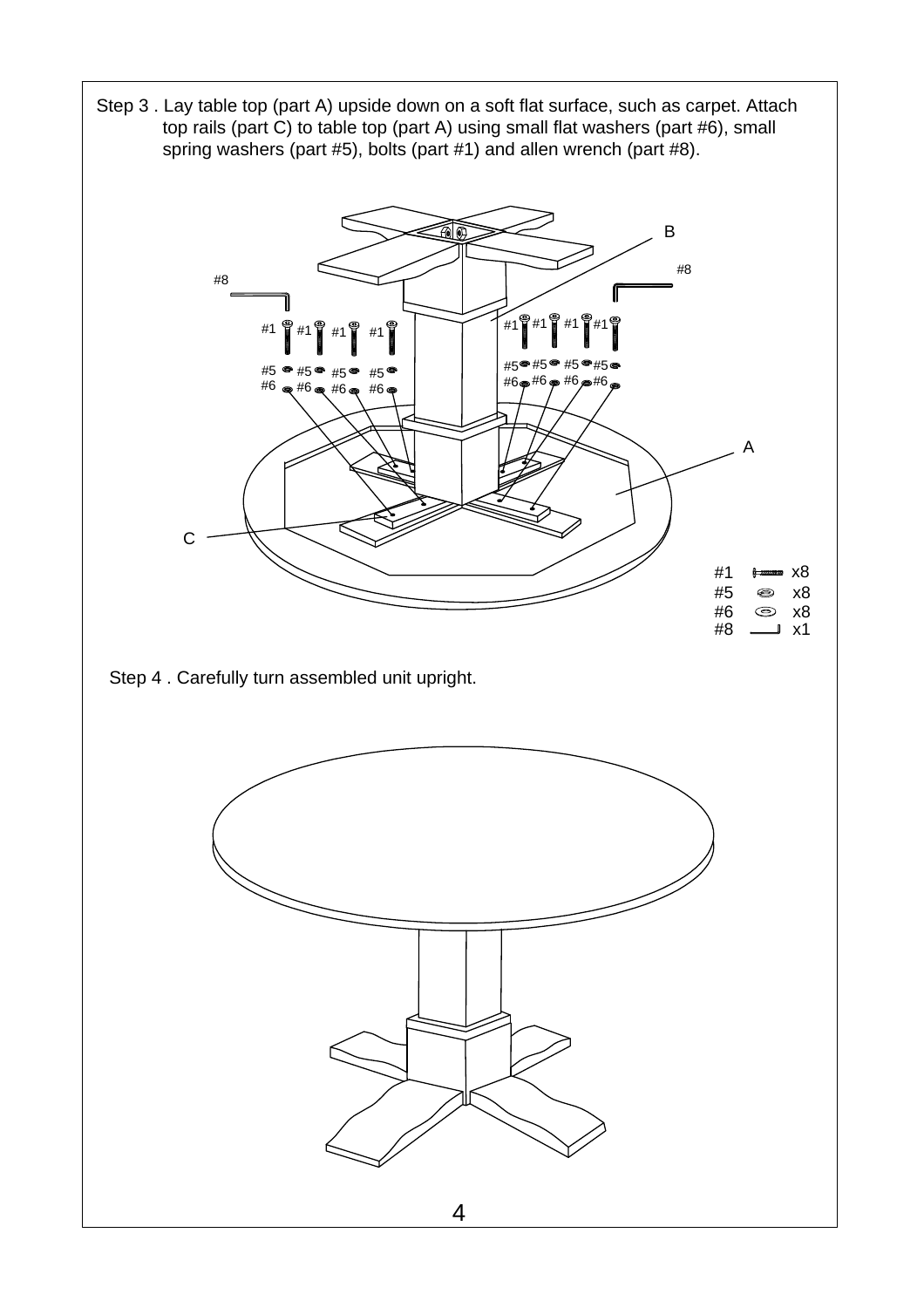Step 3 . Lay table top (part A) upside down on a soft flat surface, such as carpet. Attach top rails (part C) to table top (part A) using small flat washers (part #6), small spring washers (part #5), bolts (part #1) and allen wrench (part #8).

B

#8

#8

#1 #1 #1 #1

#1 #1 #1 #1

#5 #5 #5 #5

#5 #5 #5 #5

#6 #6 #6 #6

#6 #6 #6 #6

A

C

| | | |
|---|---|---|
| #1 | | x8 |
| #5 | | x8 |
| #6 | | x8 |
| #8 | | x1 |

Step 4 . Carefully turn assembled unit upright.